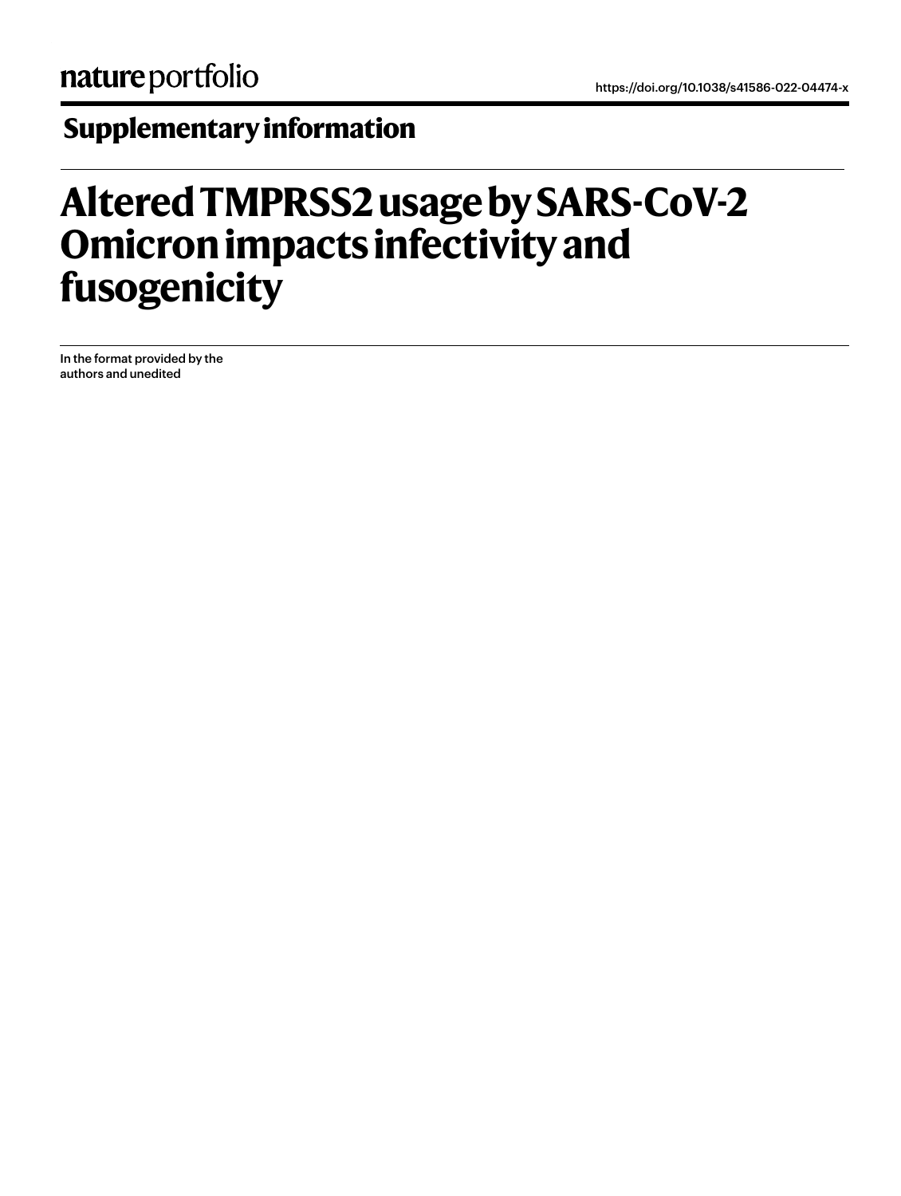nature portfolio

https://doi.org/10.1038/s41586-022-04474-x

## Supplementary information

# Altered TMPRSS2 usage by SARS-CoV-2 Omicron impacts infectivity and fusogenicity

In the format provided by the authors and unedited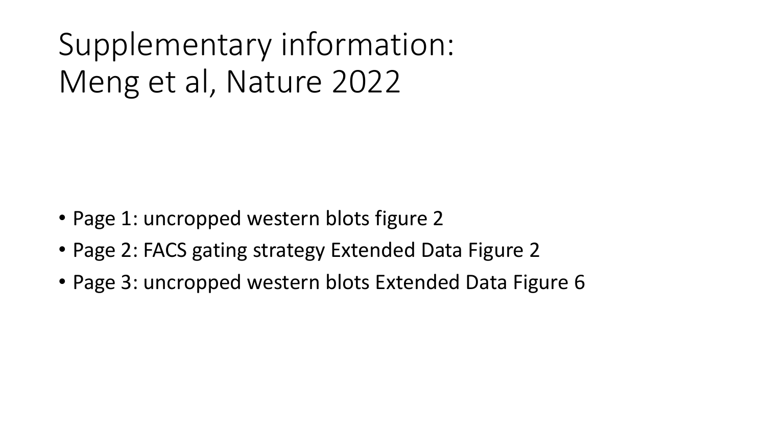# Supplementary information:
# Meng et al, Nature 2022

- Page 1: uncropped western blots figure 2
- Page 2: FACS gating strategy Extended Data Figure 2
- Page 3: uncropped western blots Extended Data Figure 6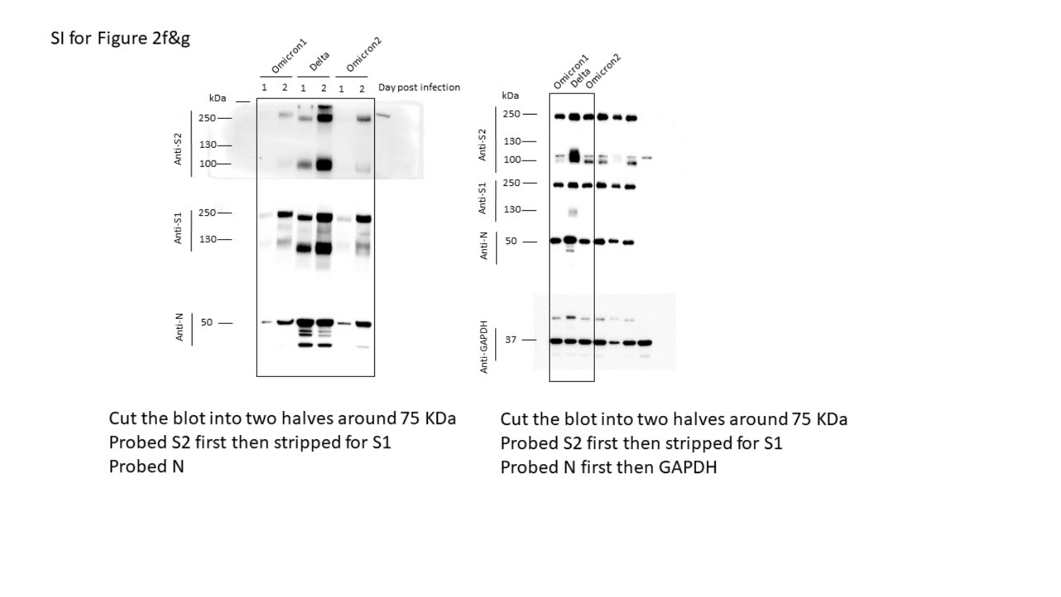SI for Figure 2f&g

Cut the blot into two halves around 75 KDa
Probed S2 first then stripped for S1
Probed N

Cut the blot into two halves around 75 KDa
Probed S2 first then stripped for S1
Probed N first then GAPDH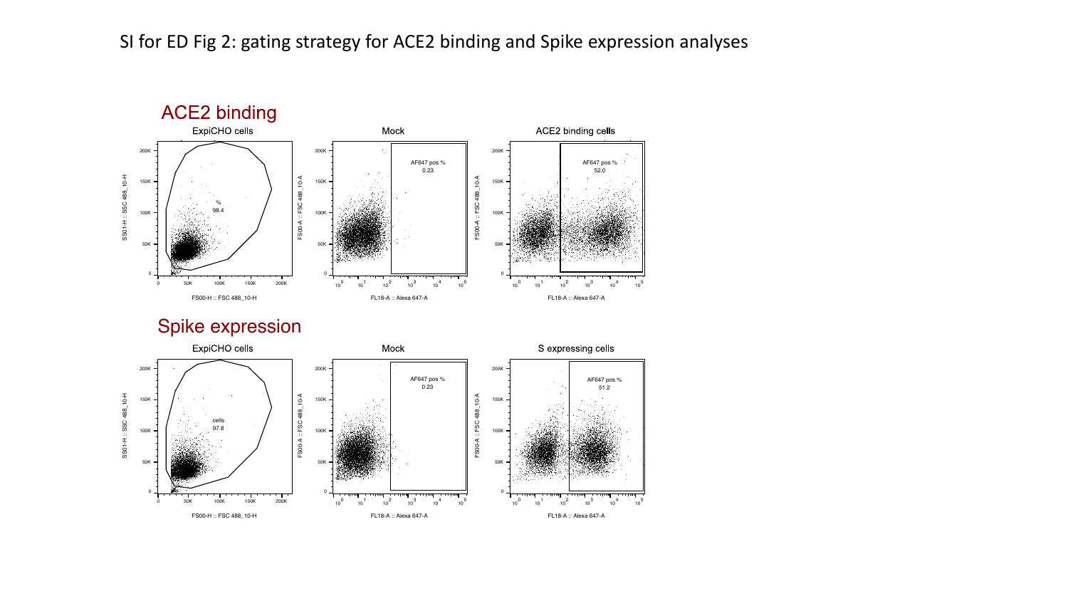SI for ED Fig 2: gating strategy for ACE2 binding and Spike expression analyses

## ACE2 binding

ExpiCHO cells — % 98.4 (SS01-H :: SSC 488_10-H vs FS00-H :: FSC 488_10-H)

Mock — AF647 pos % 0.23 (FS00-A :: FSC 488_10-A vs FL18-A :: Alexa 647-A)

ACE2 binding cells — AF647 pos % 52.0 (FS00-A :: FSC 488_10-A vs FL18-A :: Alexa 647-A)

## Spike expression

ExpiCHO cells — cells 97.8 (SS01-H :: SSC 488_10-H vs FS00-H :: FSC 488_10-H)

Mock — AF647 pos % 0.23 (FS00-A :: FSC 488_10-A vs FL18-A :: Alexa 647-A)

S expressing cells — AF647 pos % 51.2 (FS00-A :: FSC 488_10-A vs FL18-A :: Alexa 647-A)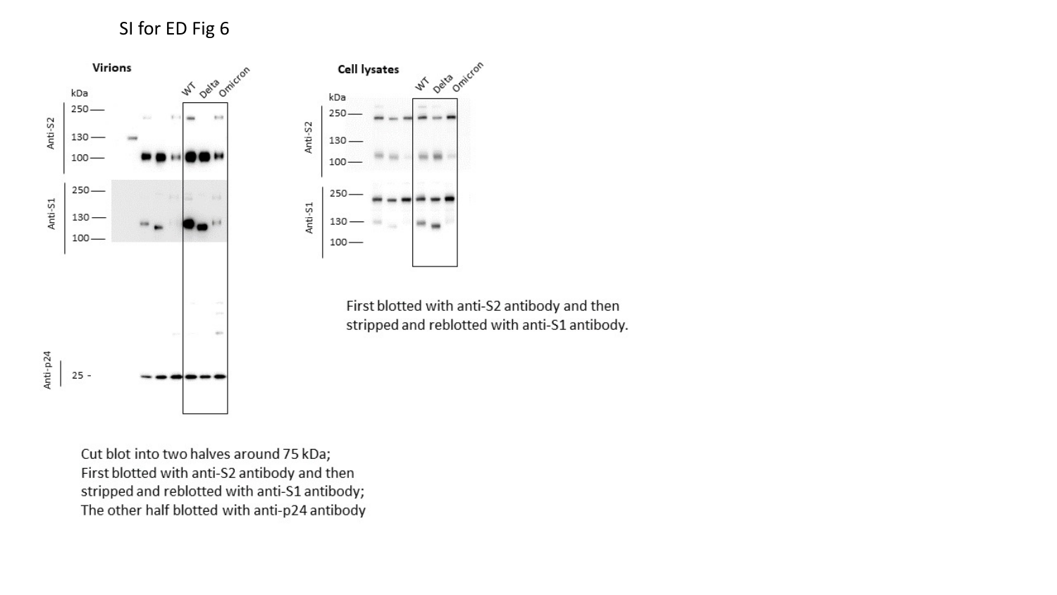SI for ED Fig 6

Virions

kDa

250

130

100

Anti-S2

250

130

100

Anti-S1

Anti-p24

25 -

WT Delta Omicron

Cell lysates

kDa

250

130

100

Anti-S2

250

130

100

Anti-S1

WT Delta Omicron

First blotted with anti-S2 antibody and then stripped and reblotted with anti-S1 antibody.

Cut blot into two halves around 75 kDa;
First blotted with anti-S2 antibody and then stripped and reblotted with anti-S1 antibody;
The other half blotted with anti-p24 antibody